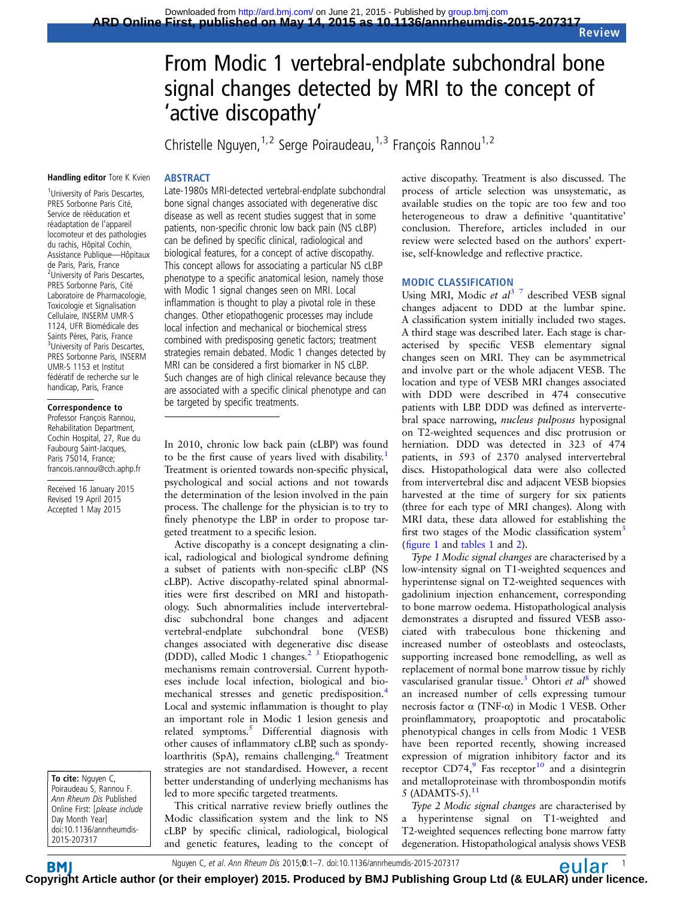# From Modic 1 vertebral-endplate subchondral bone signal changes detected by MRI to the concept of 'active discopathy'

Christelle Nguyen,[1,2] Serge Poiraudeau,[1,3] François Rannou[1,2]

**Handling editor** Tore K Kvien

[1]University of Paris Descartes, PRES Sorbonne Paris Cité, Service de rééducation et réadaptation de l'appareil locomoteur et des pathologies du rachis, Hôpital Cochin, Assistance Publique—Hôpitaux de Paris, Paris, France
[2]University of Paris Descartes, PRES Sorbonne Paris, Cité Laboratoire de Pharmacologie, Toxicologie et Signalisation Cellulaire, INSERM UMR-S 1124, UFR Biomédicale des Saints Pères, Paris, France
[3]University of Paris Descartes, PRES Sorbonne Paris, INSERM UMR-S 1153 et Institut fédératif de recherche sur le handicap, Paris, France

**Correspondence to**
Professor François Rannou, Rehabilitation Department, Cochin Hospital, 27, Rue du Faubourg Saint-Jacques, Paris 75014, France; francois.rannou@cch.aphp.fr

Received 16 January 2015
Revised 19 April 2015
Accepted 1 May 2015

**To cite:** Nguyen C, Poiraudeau S, Rannou F. *Ann Rheum Dis* Published Online First: [*please include* Day Month Year] doi:10.1136/annrheumdis-2015-207317

## ABSTRACT

Late-1980s MRI-detected vertebral-endplate subchondral bone signal changes associated with degenerative disc disease as well as recent studies suggest that in some patients, non-specific chronic low back pain (NS cLBP) can be defined by specific clinical, radiological and biological features, for a concept of active discopathy. This concept allows for associating a particular NS cLBP phenotype to a specific anatomical lesion, namely those with Modic 1 signal changes seen on MRI. Local inflammation is thought to play a pivotal role in these changes. Other etiopathogenic processes may include local infection and mechanical or biochemical stress combined with predisposing genetic factors; treatment strategies remain debated. Modic 1 changes detected by MRI can be considered a first biomarker in NS cLBP. Such changes are of high clinical relevance because they are associated with a specific clinical phenotype and can be targeted by specific treatments.

In 2010, chronic low back pain (cLBP) was found to be the first cause of years lived with disability.[1] Treatment is oriented towards non-specific physical, psychological and social actions and not towards the determination of the lesion involved in the pain process. The challenge for the physician is to try to finely phenotype the LBP in order to propose targeted treatment to a specific lesion.

Active discopathy is a concept designating a clinical, radiological and biological syndrome defining a subset of patients with non-specific cLBP (NS cLBP). Active discopathy-related spinal abnormalities were first described on MRI and histopathology. Such abnormalities include intervertebral-disc subchondral bone changes and adjacent vertebral-endplate subchondral bone (VESB) changes associated with degenerative disc disease (DDD), called Modic 1 changes.[2,3] Etiopathogenic mechanisms remain controversial. Current hypotheses include local infection, biological and biomechanical stresses and genetic predisposition.[4] Local and systemic inflammation is thought to play an important role in Modic 1 lesion genesis and related symptoms.[5] Differential diagnosis with other causes of inflammatory cLBP, such as spondyloarthritis (SpA), remains challenging.[6] Treatment strategies are not standardised. However, a recent better understanding of underlying mechanisms has led to more specific targeted treatments.

This critical narrative review briefly outlines the Modic classification system and the link to NS cLBP by specific clinical, radiological, biological and genetic features, leading to the concept of active discopathy. Treatment is also discussed. The process of article selection was unsystematic, as available studies on the topic are too few and too heterogeneous to draw a definitive 'quantitative' conclusion. Therefore, articles included in our review were selected based on the authors' expertise, self-knowledge and reflective practice.

## MODIC CLASSIFICATION

Using MRI, Modic *et al*[3,7] described VESB signal changes adjacent to DDD at the lumbar spine. A classification system initially included two stages. A third stage was described later. Each stage is characterised by specific VESB elementary signal changes seen on MRI. They can be asymmetrical and involve part or the whole adjacent VESB. The location and type of VESB MRI changes associated with DDD were described in 474 consecutive patients with LBP. DDD was defined as intervertebral space narrowing, *nucleus pulposus* hyposignal on T2-weighted sequences and disc protrusion or herniation. DDD was detected in 323 of 474 patients, in 593 of 2370 analysed intervertebral discs. Histopathological data were also collected from intervertebral disc and adjacent VESB biopsies harvested at the time of surgery for six patients (three for each type of MRI changes). Along with MRI data, these data allowed for establishing the first two stages of the Modic classification system[3] (figure 1 and tables 1 and 2).

*Type 1 Modic signal changes* are characterised by a low-intensity signal on T1-weighted sequences and hyperintense signal on T2-weighted sequences with gadolinium injection enhancement, corresponding to bone marrow oedema. Histopathological analysis demonstrates a disrupted and fissured VESB associated with trabeculous bone thickening and increased number of osteoblasts and osteoclasts, supporting increased bone remodelling, as well as replacement of normal bone marrow tissue by richly vascularised granular tissue.[3] Ohtori *et al*[8] showed an increased number of cells expressing tumour necrosis factor α (TNF-α) in Modic 1 VESB. Other proinflammatory, proapoptotic and procatabolic phenotypical changes in cells from Modic 1 VESB have been reported recently, showing increased expression of migration inhibitory factor and its receptor CD74,[9] Fas receptor[10] and a disintegrin and metalloproteinase with thrombospondin motifs 5 (ADAMTS-5).[11]

*Type 2 Modic signal changes* are characterised by a hyperintense signal on T1-weighted and T2-weighted sequences reflecting bone marrow fatty degeneration. Histopathological analysis shows VESB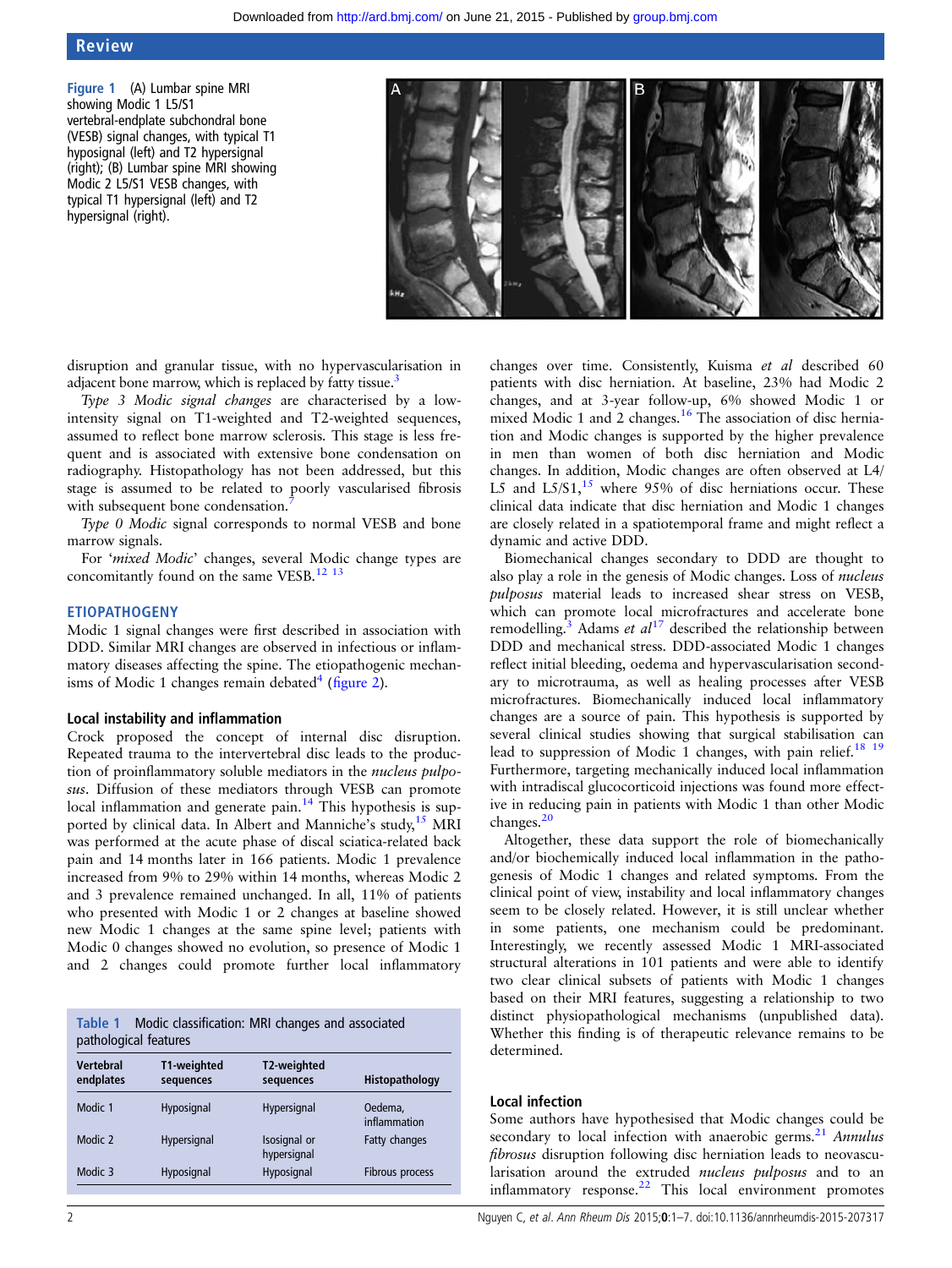Figure 1 (A) Lumbar spine MRI showing Modic 1 L5/S1 vertebral-endplate subchondral bone (VESB) signal changes, with typical T1 hyposignal (left) and T2 hypersignal (right); (B) Lumbar spine MRI showing Modic 2 L5/S1 VESB changes, with typical T1 hypersignal (left) and T2 hypersignal (right).

disruption and granular tissue, with no hypervascularisation in adjacent bone marrow, which is replaced by fatty tissue.[3]

*Type 3 Modic signal changes* are characterised by a low-intensity signal on T1-weighted and T2-weighted sequences, assumed to reflect bone marrow sclerosis. This stage is less frequent and is associated with extensive bone condensation on radiography. Histopathology has not been addressed, but this stage is assumed to be related to poorly vascularised fibrosis with subsequent bone condensation.[7]

*Type 0 Modic* signal corresponds to normal VESB and bone marrow signals.

For '*mixed Modic*' changes, several Modic change types are concomitantly found on the same VESB.[12,13]

## ETIOPATHOGENY

Modic 1 signal changes were first described in association with DDD. Similar MRI changes are observed in infectious or inflammatory diseases affecting the spine. The etiopathogenic mechanisms of Modic 1 changes remain debated[4] (figure 2).

### Local instability and inflammation

Crock proposed the concept of internal disc disruption. Repeated trauma to the intervertebral disc leads to the production of proinflammatory soluble mediators in the *nucleus pulposus*. Diffusion of these mediators through VESB can promote local inflammation and generate pain.[14] This hypothesis is supported by clinical data. In Albert and Manniche's study,[15] MRI was performed at the acute phase of discal sciatica-related back pain and 14 months later in 166 patients. Modic 1 prevalence increased from 9% to 29% within 14 months, whereas Modic 2 and 3 prevalence remained unchanged. In all, 11% of patients who presented with Modic 1 or 2 changes at baseline showed new Modic 1 changes at the same spine level; patients with Modic 0 changes showed no evolution, so presence of Modic 1 and 2 changes could promote further local inflammatory changes over time. Consistently, Kuisma *et al* described 60 patients with disc herniation. At baseline, 23% had Modic 2 changes, and at 3-year follow-up, 6% showed Modic 1 or mixed Modic 1 and 2 changes.[16] The association of disc herniation and Modic changes is supported by the higher prevalence in men than women of both disc herniation and Modic changes. In addition, Modic changes are often observed at L4/L5 and L5/S1,[15] where 95% of disc herniations occur. These clinical data indicate that disc herniation and Modic 1 changes are closely related in a spatiotemporal frame and might reflect a dynamic and active DDD.

Biomechanical changes secondary to DDD are thought to also play a role in the genesis of Modic changes. Loss of *nucleus pulposus* material leads to increased shear stress on VESB, which can promote local microfractures and accelerate bone remodelling.[3] Adams *et al*[17] described the relationship between DDD and mechanical stress. DDD-associated Modic 1 changes reflect initial bleeding, oedema and hypervascularisation secondary to microtrauma, as well as healing processes after VESB microfractures. Biomechanically induced local inflammatory changes are a source of pain. This hypothesis is supported by several clinical studies showing that surgical stabilisation can lead to suppression of Modic 1 changes, with pain relief.[18,19] Furthermore, targeting mechanically induced local inflammation with intradiscal glucocorticoid injections was found more effective in reducing pain in patients with Modic 1 than other Modic changes.[20]

Altogether, these data support the role of biomechanically and/or biochemically induced local inflammation in the pathogenesis of Modic 1 changes and related symptoms. From the clinical point of view, instability and local inflammatory changes seem to be closely related. However, it is still unclear whether in some patients, one mechanism could be predominant. Interestingly, we recently assessed Modic 1 MRI-associated structural alterations in 101 patients and were able to identify two clear clinical subsets of patients with Modic 1 changes based on their MRI features, suggesting a relationship to two distinct physiopathological mechanisms (unpublished data). Whether this finding is of therapeutic relevance remains to be determined.

Table 1 Modic classification: MRI changes and associated pathological features

| Vertebral endplates | T1-weighted sequences | T2-weighted sequences | Histopathology |
|---|---|---|---|
| Modic 1 | Hyposignal | Hypersignal | Oedema, inflammation |
| Modic 2 | Hypersignal | Isosignal or hypersignal | Fatty changes |
| Modic 3 | Hyposignal | Hyposignal | Fibrous process |

### Local infection

Some authors have hypothesised that Modic changes could be secondary to local infection with anaerobic germs.[21] *Annulus fibrosus* disruption following disc herniation leads to neovascularisation around the extruded *nucleus pulposus* and to an inflammatory response.[22] This local environment promotes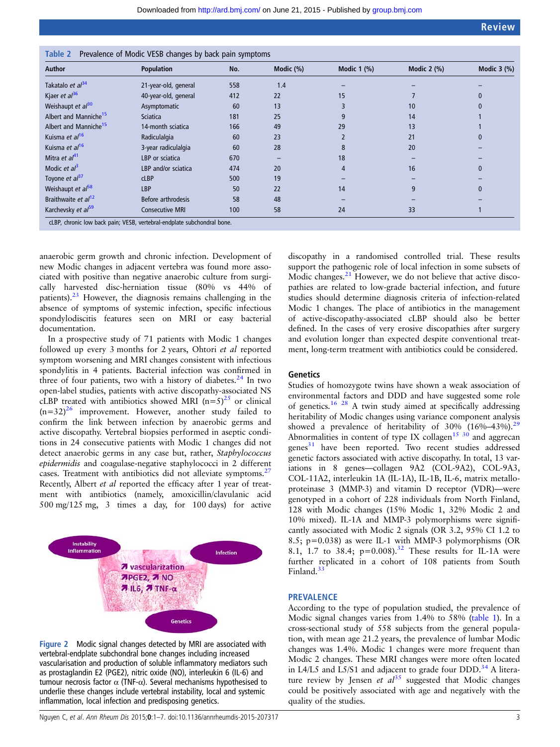**Table 2** Prevalence of Modic VESB changes by back pain symptoms

| Author | Population | No. | Modic (%) | Modic 1 (%) | Modic 2 (%) | Modic 3 (%) |
|---|---|---|---|---|---|---|
| Takatalo *et al*[34] | 21-year-old, general | 558 | 1.4 | – | – | – |
| Kjaer *et al*[36] | 40-year-old, general | 412 | 22 | 15 | 7 | 0 |
| Weishaupt *et al*[30] | Asymptomatic | 60 | 13 | 3 | 10 | 0 |
| Albert and Manniche[15] | Sciatica | 181 | 25 | 9 | 14 | 1 |
| Albert and Manniche[15] | 14-month sciatica | 166 | 49 | 29 | 13 | 1 |
| Kuisma *et al*[16] | Radiculalgia | 60 | 23 | 2 | 21 | 0 |
| Kuisma *et al*[16] | 3-year radiculalgia | 60 | 28 | 8 | 20 | – |
| Mitra *et al*[41] | LBP or sciatica | 670 | – | 18 | – | – |
| Modic *et al*[3] | LBP and/or sciatica | 474 | 20 | 4 | 16 | 0 |
| Toyone *et al*[37] | cLBP | 500 | 19 | – | – | – |
| Weishaupt *et al*[58] | LBP | 50 | 22 | 14 | 9 | 0 |
| Braithwaite *et al*[12] | Before arthrodesis | 58 | 48 | – | – | – |
| Karchevsky *et al*[59] | Consecutive MRI | 100 | 58 | 24 | 33 | 1 |

cLBP, chronic low back pain; VESB, vertebral-endplate subchondral bone.

anaerobic germ growth and chronic infection. Development of new Modic changes in adjacent vertebra was found more associated with positive than negative anaerobic culture from surgically harvested disc-herniation tissue (80% vs 44% of patients).[23] However, the diagnosis remains challenging in the absence of symptoms of systemic infection, specific infectious spondylodiscitis features seen on MRI or easy bacterial documentation.

In a prospective study of 71 patients with Modic 1 changes followed up every 3 months for 2 years, Ohtori *et al* reported symptom worsening and MRI changes consistent with infectious spondylitis in 4 patients. Bacterial infection was confirmed in three of four patients, two with a history of diabetes.[24] In two open-label studies, patients with active discopathy-associated NS cLBP treated with antibiotics showed MRI (n=5)[25] or clinical (n=32)[26] improvement. However, another study failed to confirm the link between infection by anaerobic germs and active discopathy. Vertebral biopsies performed in aseptic conditions in 24 consecutive patients with Modic 1 changes did not detect anaerobic germs in any case but, rather, *Staphylococcus epidermidis* and coagulase-negative staphylococci in 2 different cases. Treatment with antibiotics did not alleviate symptoms.[27] Recently, Albert *et al* reported the efficacy after 1 year of treatment with antibiotics (namely, amoxicillin/clavulanic acid 500 mg/125 mg, 3 times a day, for 100 days) for active discopathy in a randomised controlled trial. These results support the pathogenic role of local infection in some subsets of Modic changes.[21] However, we do not believe that active discopathies are related to low-grade bacterial infection, and future studies should determine diagnosis criteria of infection-related Modic 1 changes. The place of antibiotics in the management of active-discopathy-associated cLBP should also be better defined. In the cases of very erosive discopathies after surgery and evolution longer than expected despite conventional treatment, long-term treatment with antibiotics could be considered.

**Figure 2** Modic signal changes detected by MRI are associated with vertebral-endplate subchondral bone changes including increased vascularisation and production of soluble inflammatory mediators such as prostaglandin E2 (PGE2), nitric oxide (NO), interleukin 6 (IL-6) and tumour necrosis factor α (TNF-α). Several mechanisms hypothesised to underlie these changes include vertebral instability, local and systemic inflammation, local infection and predisposing genetics.

## Genetics

Studies of homozygote twins have shown a weak association of environmental factors and DDD and have suggested some role of genetics.[16 28] A twin study aimed at specifically addressing heritability of Modic changes using variance component analysis showed a prevalence of heritability of 30% (16%–43%).[29] Abnormalities in content of type IX collagen[15 30] and aggrecan genes[31] have been reported. Two recent studies addressed genetic factors associated with active discopathy. In total, 13 variations in 8 genes—collagen 9A2 (COL-9A2), COL-9A3, COL-11A2, interleukin 1A (IL-1A), IL-1B, IL-6, matrix metalloproteinase 3 (MMP-3) and vitamin D receptor (VDR)—were genotyped in a cohort of 228 individuals from North Finland, 128 with Modic changes (15% Modic 1, 32% Modic 2 and 10% mixed). IL-1A and MMP-3 polymorphisms were significantly associated with Modic 2 signals (OR 3.2, 95% CI 1.2 to 8.5; p=0.038) as were IL-1 with MMP-3 polymorphisms (OR 8.1, 1.7 to 38.4; p=0.008).[32] These results for IL-1A were further replicated in a cohort of 108 patients from South Finland.[33]

## PREVALENCE

According to the type of population studied, the prevalence of Modic signal changes varies from 1.4% to 58% (table 1). In a cross-sectional study of 558 subjects from the general population, with mean age 21.2 years, the prevalence of lumbar Modic changes was 1.4%. Modic 1 changes were more frequent than Modic 2 changes. These MRI changes were more often located in L4/L5 and L5/S1 and adjacent to grade four DDD.[34] A literature review by Jensen *et al*[35] suggested that Modic changes could be positively associated with age and negatively with the quality of the studies.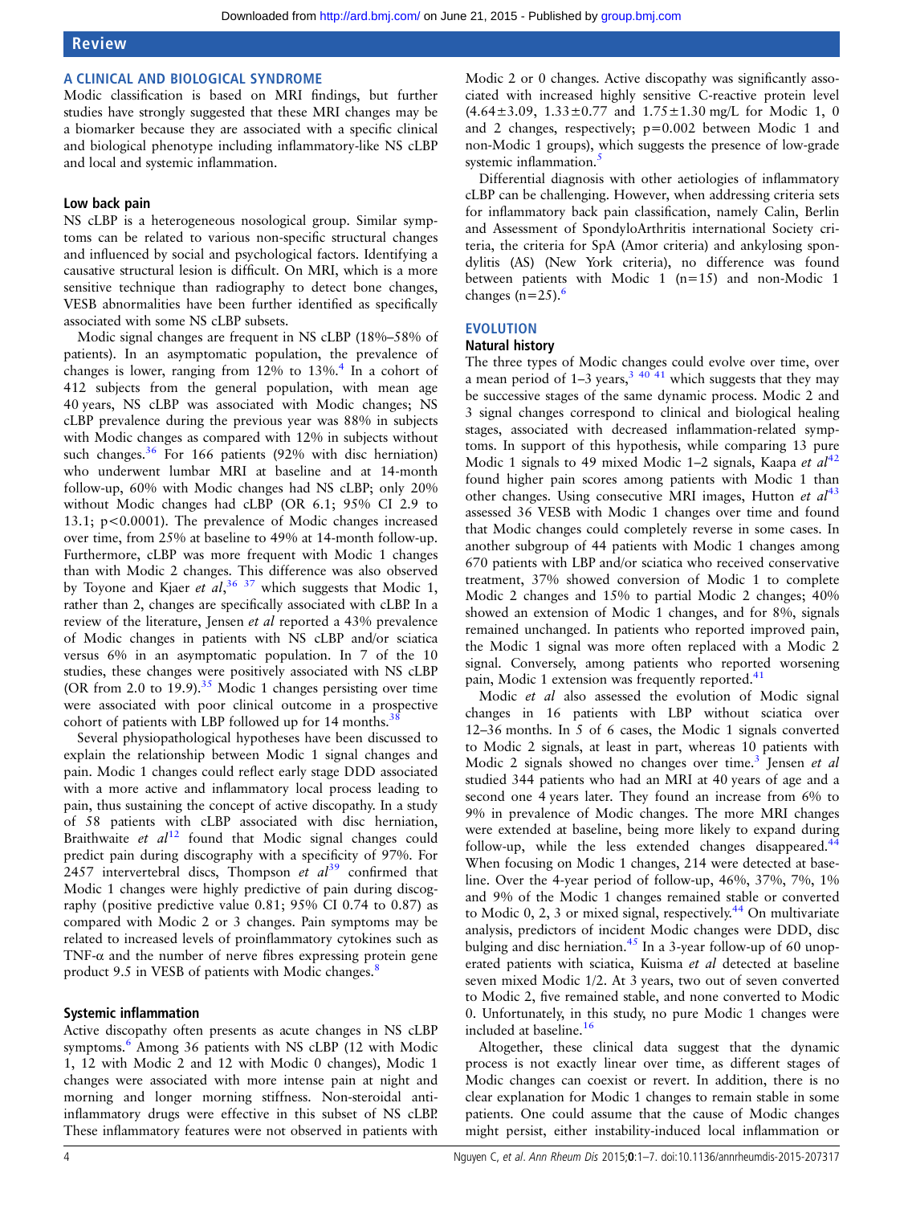## A CLINICAL AND BIOLOGICAL SYNDROME

Modic classification is based on MRI findings, but further studies have strongly suggested that these MRI changes may be a biomarker because they are associated with a specific clinical and biological phenotype including inflammatory-like NS cLBP and local and systemic inflammation.

### Low back pain

NS cLBP is a heterogeneous nosological group. Similar symptoms can be related to various non-specific structural changes and influenced by social and psychological factors. Identifying a causative structural lesion is difficult. On MRI, which is a more sensitive technique than radiography to detect bone changes, VESB abnormalities have been further identified as specifically associated with some NS cLBP subsets.

Modic signal changes are frequent in NS cLBP (18%–58% of patients). In an asymptomatic population, the prevalence of changes is lower, ranging from 12% to 13%.[4] In a cohort of 412 subjects from the general population, with mean age 40 years, NS cLBP was associated with Modic changes; NS cLBP prevalence during the previous year was 88% in subjects with Modic changes as compared with 12% in subjects without such changes.[36] For 166 patients (92% with disc herniation) who underwent lumbar MRI at baseline and at 14-month follow-up, 60% with Modic changes had NS cLBP; only 20% without Modic changes had cLBP (OR 6.1; 95% CI 2.9 to 13.1; $p<0.0001$). The prevalence of Modic changes increased over time, from 25% at baseline to 49% at 14-month follow-up. Furthermore, cLBP was more frequent with Modic 1 changes than with Modic 2 changes. This difference was also observed by Toyone and Kjaer *et al*,[36 37] which suggests that Modic 1, rather than 2, changes are specifically associated with cLBP. In a review of the literature, Jensen *et al* reported a 43% prevalence of Modic changes in patients with NS cLBP and/or sciatica versus 6% in an asymptomatic population. In 7 of the 10 studies, these changes were positively associated with NS cLBP (OR from 2.0 to 19.9).[35] Modic 1 changes persisting over time were associated with poor clinical outcome in a prospective cohort of patients with LBP followed up for 14 months.[38]

Several physiopathological hypotheses have been discussed to explain the relationship between Modic 1 signal changes and pain. Modic 1 changes could reflect early stage DDD associated with a more active and inflammatory local process leading to pain, thus sustaining the concept of active discopathy. In a study of 58 patients with cLBP associated with disc herniation, Braithwaite *et al*[12] found that Modic signal changes could predict pain during discography with a specificity of 97%. For 2457 intervertebral discs, Thompson *et al*[39] confirmed that Modic 1 changes were highly predictive of pain during discography (positive predictive value 0.81; 95% CI 0.74 to 0.87) as compared with Modic 2 or 3 changes. Pain symptoms may be related to increased levels of proinflammatory cytokines such as TNF-α and the number of nerve fibres expressing protein gene product 9.5 in VESB of patients with Modic changes.[8]

### Systemic inflammation

Active discopathy often presents as acute changes in NS cLBP symptoms.[6] Among 36 patients with NS cLBP (12 with Modic 1, 12 with Modic 2 and 12 with Modic 0 changes), Modic 1 changes were associated with more intense pain at night and morning and longer morning stiffness. Non-steroidal anti-inflammatory drugs were effective in this subset of NS cLBP. These inflammatory features were not observed in patients with Modic 2 or 0 changes. Active discopathy was significantly associated with increased highly sensitive C-reactive protein level (4.64±3.09, 1.33±0.77 and 1.75±1.30 mg/L for Modic 1, 0 and 2 changes, respectively; $p=0.002$ between Modic 1 and non-Modic 1 groups), which suggests the presence of low-grade systemic inflammation.[5]

Differential diagnosis with other aetiologies of inflammatory cLBP can be challenging. However, when addressing criteria sets for inflammatory back pain classification, namely Calin, Berlin and Assessment of SpondyloArthritis international Society criteria, the criteria for SpA (Amor criteria) and ankylosing spondylitis (AS) (New York criteria), no difference was found between patients with Modic 1 (n=15) and non-Modic 1 changes (n=25).[6]

## EVOLUTION

### Natural history

The three types of Modic changes could evolve over time, over a mean period of 1–3 years,[3 40 41] which suggests that they may be successive stages of the same dynamic process. Modic 2 and 3 signal changes correspond to clinical and biological healing stages, associated with decreased inflammation-related symptoms. In support of this hypothesis, while comparing 13 pure Modic 1 signals to 49 mixed Modic 1–2 signals, Kaapa *et al*[42] found higher pain scores among patients with Modic 1 than other changes. Using consecutive MRI images, Hutton *et al*[43] assessed 36 VESB with Modic 1 changes over time and found that Modic changes could completely reverse in some cases. In another subgroup of 44 patients with Modic 1 changes among 670 patients with LBP and/or sciatica who received conservative treatment, 37% showed conversion of Modic 1 to complete Modic 2 changes and 15% to partial Modic 2 changes; 40% showed an extension of Modic 1 changes, and for 8%, signals remained unchanged. In patients who reported improved pain, the Modic 1 signal was more often replaced with a Modic 2 signal. Conversely, among patients who reported worsening pain, Modic 1 extension was frequently reported.[41]

Modic *et al* also assessed the evolution of Modic signal changes in 16 patients with LBP without sciatica over 12–36 months. In 5 of 6 cases, the Modic 1 signals converted to Modic 2 signals, at least in part, whereas 10 patients with Modic 2 signals showed no changes over time.[3] Jensen *et al* studied 344 patients who had an MRI at 40 years of age and a second one 4 years later. They found an increase from 6% to 9% in prevalence of Modic changes. The more MRI changes were extended at baseline, being more likely to expand during follow-up, while the less extended changes disappeared.[44] When focusing on Modic 1 changes, 214 were detected at baseline. Over the 4-year period of follow-up, 46%, 37%, 7%, 1% and 9% of the Modic 1 changes remained stable or converted to Modic 0, 2, 3 or mixed signal, respectively.[44] On multivariate analysis, predictors of incident Modic changes were DDD, disc bulging and disc herniation.[45] In a 3-year follow-up of 60 unoperated patients with sciatica, Kuisma *et al* detected at baseline seven mixed Modic 1/2. At 3 years, two out of seven converted to Modic 2, five remained stable, and none converted to Modic 0. Unfortunately, in this study, no pure Modic 1 changes were included at baseline.[16]

Altogether, these clinical data suggest that the dynamic process is not exactly linear over time, as different stages of Modic changes can coexist or revert. In addition, there is no clear explanation for Modic 1 changes to remain stable in some patients. One could assume that the cause of Modic changes might persist, either instability-induced local inflammation or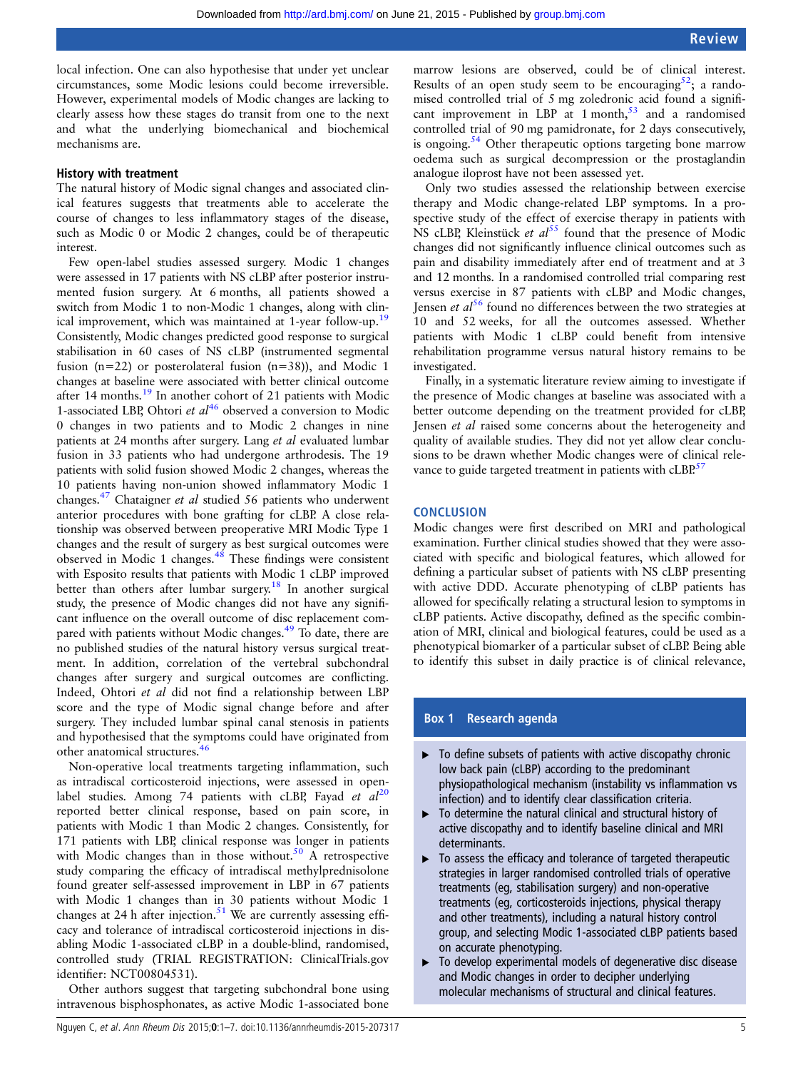local infection. One can also hypothesise that under yet unclear circumstances, some Modic lesions could become irreversible. However, experimental models of Modic changes are lacking to clearly assess how these stages do transit from one to the next and what the underlying biomechanical and biochemical mechanisms are.

### History with treatment

The natural history of Modic signal changes and associated clinical features suggests that treatments able to accelerate the course of changes to less inflammatory stages of the disease, such as Modic 0 or Modic 2 changes, could be of therapeutic interest.

Few open-label studies assessed surgery. Modic 1 changes were assessed in 17 patients with NS cLBP after posterior instrumented fusion surgery. At 6 months, all patients showed a switch from Modic 1 to non-Modic 1 changes, along with clinical improvement, which was maintained at 1-year follow-up.[19] Consistently, Modic changes predicted good response to surgical stabilisation in 60 cases of NS cLBP (instrumented segmental fusion (n=22) or posterolateral fusion (n=38)), and Modic 1 changes at baseline were associated with better clinical outcome after 14 months.[19] In another cohort of 21 patients with Modic 1-associated LBP, Ohtori *et al*[46] observed a conversion to Modic 0 changes in two patients and to Modic 2 changes in nine patients at 24 months after surgery. Lang *et al* evaluated lumbar fusion in 33 patients who had undergone arthrodesis. The 19 patients with solid fusion showed Modic 2 changes, whereas the 10 patients having non-union showed inflammatory Modic 1 changes.[47] Chataigner *et al* studied 56 patients who underwent anterior procedures with bone grafting for cLBP. A close relationship was observed between preoperative MRI Modic Type 1 changes and the result of surgery as best surgical outcomes were observed in Modic 1 changes.[48] These findings were consistent with Esposito results that patients with Modic 1 cLBP improved better than others after lumbar surgery.[18] In another surgical study, the presence of Modic changes did not have any significant influence on the overall outcome of disc replacement compared with patients without Modic changes.[49] To date, there are no published studies of the natural history versus surgical treatment. In addition, correlation of the vertebral subchondral changes after surgery and surgical outcomes are conflicting. Indeed, Ohtori *et al* did not find a relationship between LBP score and the type of Modic signal change before and after surgery. They included lumbar spinal canal stenosis in patients and hypothesised that the symptoms could have originated from other anatomical structures.[46]

Non-operative local treatments targeting inflammation, such as intradiscal corticosteroid injections, were assessed in open-label studies. Among 74 patients with cLBP, Fayad *et al*[20] reported better clinical response, based on pain score, in patients with Modic 1 than Modic 2 changes. Consistently, for 171 patients with LBP, clinical response was longer in patients with Modic changes than in those without.[50] A retrospective study comparing the efficacy of intradiscal methylprednisolone found greater self-assessed improvement in LBP in 67 patients with Modic 1 changes than in 30 patients without Modic 1 changes at 24 h after injection.[51] We are currently assessing efficacy and tolerance of intradiscal corticosteroid injections in disabling Modic 1-associated cLBP in a double-blind, randomised, controlled study (TRIAL REGISTRATION: ClinicalTrials.gov identifier: NCT00804531).

Other authors suggest that targeting subchondral bone using intravenous bisphosphonates, as active Modic 1-associated bone marrow lesions are observed, could be of clinical interest. Results of an open study seem to be encouraging[52]; a randomised controlled trial of 5 mg zoledronic acid found a significant improvement in LBP at 1 month,[53] and a randomised controlled trial of 90 mg pamidronate, for 2 days consecutively, is ongoing.[54] Other therapeutic options targeting bone marrow oedema such as surgical decompression or the prostaglandin analogue iloprost have not been assessed yet.

Only two studies assessed the relationship between exercise therapy and Modic change-related LBP symptoms. In a prospective study of the effect of exercise therapy in patients with NS cLBP, Kleinstück *et al*[55] found that the presence of Modic changes did not significantly influence clinical outcomes such as pain and disability immediately after end of treatment and at 3 and 12 months. In a randomised controlled trial comparing rest versus exercise in 87 patients with cLBP and Modic changes, Jensen *et al*[56] found no differences between the two strategies at 10 and 52 weeks, for all the outcomes assessed. Whether patients with Modic 1 cLBP could benefit from intensive rehabilitation programme versus natural history remains to be investigated.

Finally, in a systematic literature review aiming to investigate if the presence of Modic changes at baseline was associated with a better outcome depending on the treatment provided for cLBP, Jensen *et al* raised some concerns about the heterogeneity and quality of available studies. They did not yet allow clear conclusions to be drawn whether Modic changes were of clinical relevance to guide targeted treatment in patients with cLBP.[57]

## CONCLUSION

Modic changes were first described on MRI and pathological examination. Further clinical studies showed that they were associated with specific and biological features, which allowed for defining a particular subset of patients with NS cLBP presenting with active DDD. Accurate phenotyping of cLBP patients has allowed for specifically relating a structural lesion to symptoms in cLBP patients. Active discopathy, defined as the specific combination of MRI, clinical and biological features, could be used as a phenotypical biomarker of a particular subset of cLBP. Being able to identify this subset in daily practice is of clinical relevance,

**Box 1 Research agenda**

- To define subsets of patients with active discopathy chronic low back pain (cLBP) according to the predominant physiopathological mechanism (instability vs inflammation vs infection) and to identify clear classification criteria.
- To determine the natural clinical and structural history of active discopathy and to identify baseline clinical and MRI determinants.
- To assess the efficacy and tolerance of targeted therapeutic strategies in larger randomised controlled trials of operative treatments (eg, stabilisation surgery) and non-operative treatments (eg, corticosteroids injections, physical therapy and other treatments), including a natural history control group, and selecting Modic 1-associated cLBP patients based on accurate phenotyping.
- To develop experimental models of degenerative disc disease and Modic changes in order to decipher underlying molecular mechanisms of structural and clinical features.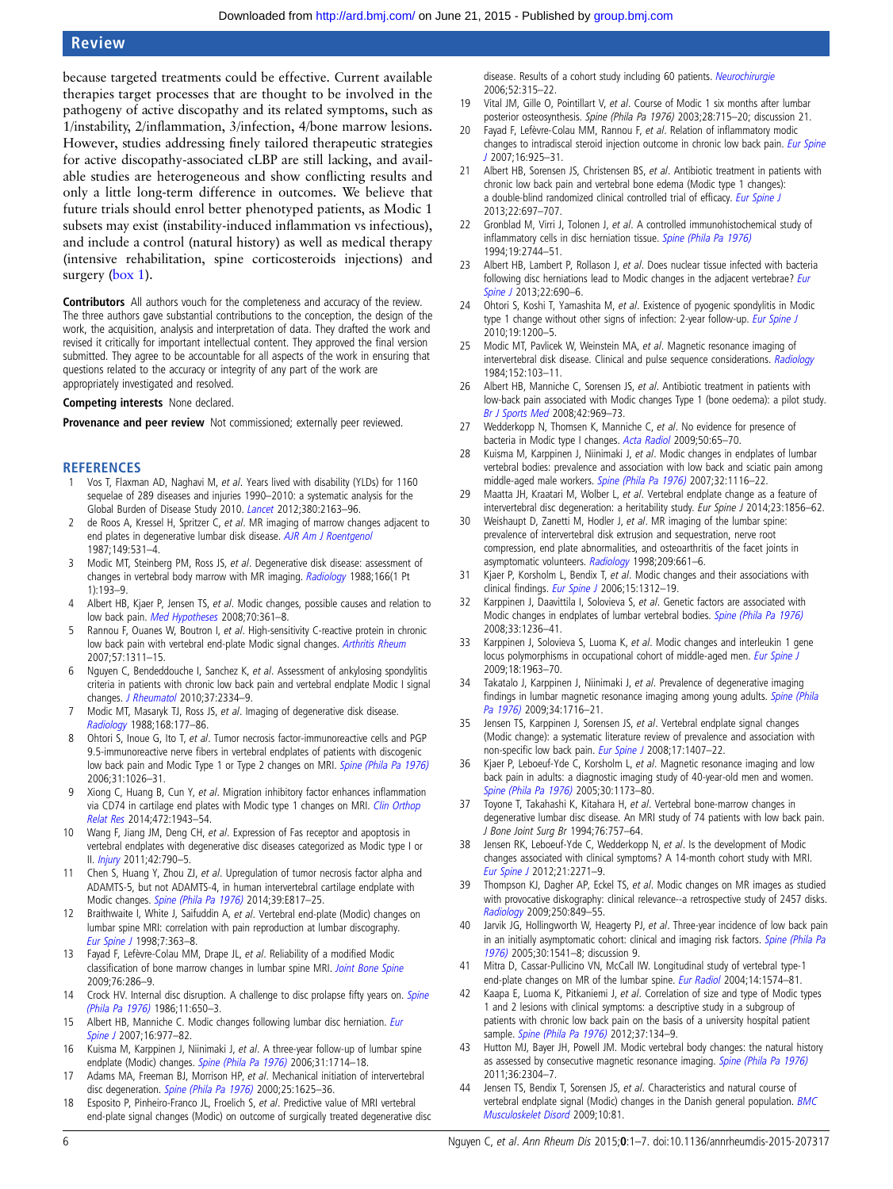because targeted treatments could be effective. Current available therapies target processes that are thought to be involved in the pathogeny of active discopathy and its related symptoms, such as 1/instability, 2/inflammation, 3/infection, 4/bone marrow lesions. However, studies addressing finely tailored therapeutic strategies for active discopathy-associated cLBP are still lacking, and available studies are heterogeneous and show conflicting results and only a little long-term difference in outcomes. We believe that future trials should enrol better phenotyped patients, as Modic 1 subsets may exist (instability-induced inflammation vs infectious), and include a control (natural history) as well as medical therapy (intensive rehabilitation, spine corticosteroids injections) and surgery (box 1).

**Contributors** All authors vouch for the completeness and accuracy of the review. The three authors gave substantial contributions to the conception, the design of the work, the acquisition, analysis and interpretation of data. They drafted the work and revised it critically for important intellectual content. They approved the final version submitted. They agree to be accountable for all aspects of the work in ensuring that questions related to the accuracy or integrity of any part of the work are appropriately investigated and resolved.

**Competing interests** None declared.

**Provenance and peer review** Not commissioned; externally peer reviewed.

## REFERENCES

1. Vos T, Flaxman AD, Naghavi M, *et al*. Years lived with disability (YLDs) for 1160 sequelae of 289 diseases and injuries 1990–2010: a systematic analysis for the Global Burden of Disease Study 2010. *Lancet* 2012;380:2163–96.
2. de Roos A, Kressel H, Spritzer C, *et al*. MR imaging of marrow changes adjacent to end plates in degenerative lumbar disk disease. *AJR Am J Roentgenol* 1987;149:531–4.
3. Modic MT, Steinberg PM, Ross JS, *et al*. Degenerative disk disease: assessment of changes in vertebral body marrow with MR imaging. *Radiology* 1988;166(1 Pt 1):193–9.
4. Albert HB, Kjaer P, Jensen TS, *et al*. Modic changes, possible causes and relation to low back pain. *Med Hypotheses* 2008;70:361–8.
5. Rannou F, Ouanes W, Boutron I, *et al*. High-sensitivity C-reactive protein in chronic low back pain with vertebral end-plate Modic signal changes. *Arthritis Rheum* 2007;57:1311–15.
6. Nguyen C, Bendeddouche I, Sanchez K, *et al*. Assessment of ankylosing spondylitis criteria in patients with chronic low back pain and vertebral endplate Modic I signal changes. *J Rheumatol* 2010;37:2334–9.
7. Modic MT, Masaryk TJ, Ross JS, *et al*. Imaging of degenerative disk disease. *Radiology* 1988;168:177–86.
8. Ohtori S, Inoue G, Ito T, *et al*. Tumor necrosis factor-immunoreactive cells and PGP 9.5-immunoreactive nerve fibers in vertebral endplates of patients with discogenic low back pain and Modic Type 1 or Type 2 changes on MRI. *Spine (Phila Pa 1976)* 2006;31:1026–31.
9. Xiong C, Huang B, Cun Y, *et al*. Migration inhibitory factor enhances inflammation via CD74 in cartilage end plates with Modic type 1 changes on MRI. *Clin Orthop Relat Res* 2014;472:1943–54.
10. Wang F, Jiang JM, Deng CH, *et al*. Expression of Fas receptor and apoptosis in vertebral endplates with degenerative disc diseases categorized as Modic type I or II. *Injury* 2011;42:790–5.
11. Chen S, Huang Y, Zhou ZJ, *et al*. Upregulation of tumor necrosis factor alpha and ADAMTS-5, but not ADAMTS-4, in human intervertebral cartilage endplate with Modic changes. *Spine (Phila Pa 1976)* 2014;39:E817–25.
12. Braithwaite I, White J, Saifuddin A, *et al*. Vertebral end-plate (Modic) changes on lumbar spine MRI: correlation with pain reproduction at lumbar discography. *Eur Spine J* 1998;7:363–8.
13. Fayad F, Lefèvre-Colau MM, Drape JL, *et al*. Reliability of a modified Modic classification of bone marrow changes in lumbar spine MRI. *Joint Bone Spine* 2009;76:286–9.
14. Crock HV. Internal disc disruption. A challenge to disc prolapse fifty years on. *Spine (Phila Pa 1976)* 1986;11:650–3.
15. Albert HB, Manniche C. Modic changes following lumbar disc herniation. *Eur Spine J* 2007;16:977–82.
16. Kuisma M, Karppinen J, Niinimaki J, *et al*. A three-year follow-up of lumbar spine endplate (Modic) changes. *Spine (Phila Pa 1976)* 2006;31:1714–18.
17. Adams MA, Freeman BJ, Morrison HP, *et al*. Mechanical initiation of intervertebral disc degeneration. *Spine (Phila Pa 1976)* 2000;25:1625–36.
18. Esposito P, Pinheiro-Franco JL, Froelich S, *et al*. Predictive value of MRI vertebral end-plate signal changes (Modic) on outcome of surgically treated degenerative disc disease. Results of a cohort study including 60 patients. *Neurochirurgie* 2006;52:315–22.
19. Vital JM, Gille O, Pointillart V, *et al*. Course of Modic 1 six months after lumbar posterior osteosynthesis. *Spine (Phila Pa 1976)* 2003;28:715–20; discussion 21.
20. Fayad F, Lefèvre-Colau MM, Rannou F, *et al*. Relation of inflammatory modic changes to intradiscal steroid injection outcome in chronic low back pain. *Eur Spine J* 2007;16:925–31.
21. Albert HB, Sorensen JS, Christensen BS, *et al*. Antibiotic treatment in patients with chronic low back pain and vertebral bone edema (Modic type 1 changes): a double-blind randomized clinical controlled trial of efficacy. *Eur Spine J* 2013;22:697–707.
22. Gronblad M, Virri J, Tolonen J, *et al*. A controlled immunohistochemical study of inflammatory cells in disc herniation tissue. *Spine (Phila Pa 1976)* 1994;19:2744–51.
23. Albert HB, Lambert P, Rollason J, *et al*. Does nuclear tissue infected with bacteria following disc herniations lead to Modic changes in the adjacent vertebrae? *Eur Spine J* 2013;22:690–6.
24. Ohtori S, Koshi T, Yamashita M, *et al*. Existence of pyogenic spondylitis in Modic type 1 change without other signs of infection: 2-year follow-up. *Eur Spine J* 2010;19:1200–5.
25. Modic MT, Pavlicek W, Weinstein MA, *et al*. Magnetic resonance imaging of intervertebral disk disease. Clinical and pulse sequence considerations. *Radiology* 1984;152:103–11.
26. Albert HB, Manniche C, Sorensen JS, *et al*. Antibiotic treatment in patients with low-back pain associated with Modic changes Type 1 (bone oedema): a pilot study. *Br J Sports Med* 2008;42:969–73.
27. Wedderkopp N, Thomsen K, Manniche C, *et al*. No evidence for presence of bacteria in Modic type I changes. *Acta Radiol* 2009;50:65–70.
28. Kuisma M, Karppinen J, Niinimaki J, *et al*. Modic changes in endplates of lumbar vertebral bodies: prevalence and association with low back and sciatic pain among middle-aged male workers. *Spine (Phila Pa 1976)* 2007;32:1116–22.
29. Maatta JH, Kraatari M, Wolber L, *et al*. Vertebral endplate change as a feature of intervertebral disc degeneration: a heritability study. *Eur Spine J* 2014;23:1856–62.
30. Weishaupt D, Zanetti M, Hodler J, *et al*. MR imaging of the lumbar spine: prevalence of intervertebral disk extrusion and sequestration, nerve root compression, end plate abnormalities, and osteoarthritis of the facet joints in asymptomatic volunteers. *Radiology* 1998;209:661–6.
31. Kjaer P, Korsholm L, Bendix T, *et al*. Modic changes and their associations with clinical findings. *Eur Spine J* 2006;15:1312–19.
32. Karppinen J, Daavittila I, Solovieva S, *et al*. Genetic factors are associated with Modic changes in endplates of lumbar vertebral bodies. *Spine (Phila Pa 1976)* 2008;33:1236–41.
33. Karppinen J, Solovieva S, Luoma K, *et al*. Modic changes and interleukin 1 gene locus polymorphisms in occupational cohort of middle-aged men. *Eur Spine J* 2009;18:1963–70.
34. Takatalo J, Karppinen J, Niinimaki J, *et al*. Prevalence of degenerative imaging findings in lumbar magnetic resonance imaging among young adults. *Spine (Phila Pa 1976)* 2009;34:1716–21.
35. Jensen TS, Karppinen J, Sorensen JS, *et al*. Vertebral endplate signal changes (Modic change): a systematic literature review of prevalence and association with non-specific low back pain. *Eur Spine J* 2008;17:1407–22.
36. Kjaer P, Leboeuf-Yde C, Korsholm L, *et al*. Magnetic resonance imaging and low back pain in adults: a diagnostic imaging study of 40-year-old men and women. *Spine (Phila Pa 1976)* 2005;30:1173–80.
37. Toyone T, Takahashi K, Kitahara H, *et al*. Vertebral bone-marrow changes in degenerative lumbar disc disease. An MRI study of 74 patients with low back pain. *J Bone Joint Surg Br* 1994;76:757–64.
38. Jensen RK, Leboeuf-Yde C, Wedderkopp N, *et al*. Is the development of Modic changes associated with clinical symptoms? A 14-month cohort study with MRI. *Eur Spine J* 2012;21:2271–9.
39. Thompson KJ, Dagher AP, Eckel TS, *et al*. Modic changes on MR images as studied with provocative diskography: clinical relevance--a retrospective study of 2457 disks. *Radiology* 2009;250:849–55.
40. Jarvik JG, Hollingworth W, Heagerty PJ, *et al*. Three-year incidence of low back pain in an initially asymptomatic cohort: clinical and imaging risk factors. *Spine (Phila Pa 1976)* 2005;30:1541–8; discussion 9.
41. Mitra D, Cassar-Pullicino VN, McCall IW. Longitudinal study of vertebral type-1 end-plate changes on MR of the lumbar spine. *Eur Radiol* 2004;14:1574–81.
42. Kaapa E, Luoma K, Pitkaniemi J, *et al*. Correlation of size and type of Modic types 1 and 2 lesions with clinical symptoms: a descriptive study in a subgroup of patients with chronic low back pain on the basis of a university hospital patient sample. *Spine (Phila Pa 1976)* 2012;37:134–9.
43. Hutton MJ, Bayer JH, Powell JM. Modic vertebral body changes: the natural history as assessed by consecutive magnetic resonance imaging. *Spine (Phila Pa 1976)* 2011;36:2304–7.
44. Jensen TS, Bendix T, Sorensen JS, *et al*. Characteristics and natural course of vertebral endplate signal (Modic) changes in the Danish general population. *BMC Musculoskelet Disord* 2009;10:81.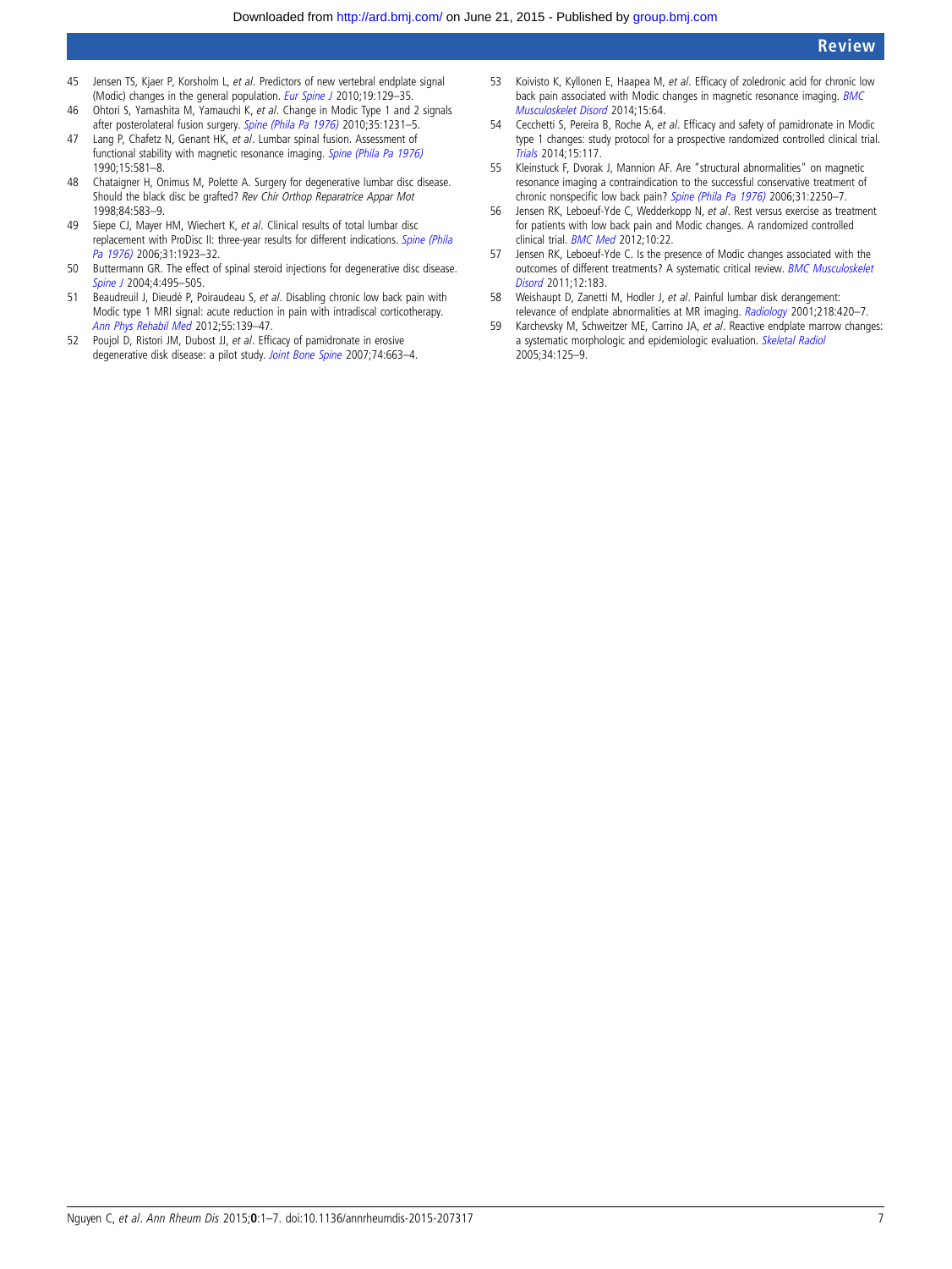45 Jensen TS, Kjaer P, Korsholm L, *et al*. Predictors of new vertebral endplate signal (Modic) changes in the general population. *Eur Spine J* 2010;19:129–35.

46 Ohtori S, Yamashita M, Yamauchi K, *et al*. Change in Modic Type 1 and 2 signals after posterolateral fusion surgery. *Spine (Phila Pa 1976)* 2010;35:1231–5.

47 Lang P, Chafetz N, Genant HK, *et al*. Lumbar spinal fusion. Assessment of functional stability with magnetic resonance imaging. *Spine (Phila Pa 1976)* 1990;15:581–8.

48 Chataigner H, Onimus M, Polette A. Surgery for degenerative lumbar disc disease. Should the black disc be grafted? *Rev Chir Orthop Reparatrice Appar Mot* 1998;84:583–9.

49 Siepe CJ, Mayer HM, Wiechert K, *et al*. Clinical results of total lumbar disc replacement with ProDisc II: three-year results for different indications. *Spine (Phila Pa 1976)* 2006;31:1923–32.

50 Buttermann GR. The effect of spinal steroid injections for degenerative disc disease. *Spine J* 2004;4:495–505.

51 Beaudreuil J, Dieudé P, Poiraudeau S, *et al*. Disabling chronic low back pain with Modic type 1 MRI signal: acute reduction in pain with intradiscal corticotherapy. *Ann Phys Rehabil Med* 2012;55:139–47.

52 Poujol D, Ristori JM, Dubost JJ, *et al*. Efficacy of pamidronate in erosive degenerative disk disease: a pilot study. *Joint Bone Spine* 2007;74:663–4.

53 Koivisto K, Kyllonen E, Haapea M, *et al*. Efficacy of zoledronic acid for chronic low back pain associated with Modic changes in magnetic resonance imaging. *BMC Musculoskelet Disord* 2014;15:64.

54 Cecchetti S, Pereira B, Roche A, *et al*. Efficacy and safety of pamidronate in Modic type 1 changes: study protocol for a prospective randomized controlled clinical trial. *Trials* 2014;15:117.

55 Kleinstuck F, Dvorak J, Mannion AF. Are "structural abnormalities" on magnetic resonance imaging a contraindication to the successful conservative treatment of chronic nonspecific low back pain? *Spine (Phila Pa 1976)* 2006;31:2250–7.

56 Jensen RK, Leboeuf-Yde C, Wedderkopp N, *et al*. Rest versus exercise as treatment for patients with low back pain and Modic changes. A randomized controlled clinical trial. *BMC Med* 2012;10:22.

57 Jensen RK, Leboeuf-Yde C. Is the presence of Modic changes associated with the outcomes of different treatments? A systematic critical review. *BMC Musculoskelet Disord* 2011;12:183.

58 Weishaupt D, Zanetti M, Hodler J, *et al*. Painful lumbar disk derangement: relevance of endplate abnormalities at MR imaging. *Radiology* 2001;218:420–7.

59 Karchevsky M, Schweitzer ME, Carrino JA, *et al*. Reactive endplate marrow changes: a systematic morphologic and epidemiologic evaluation. *Skeletal Radiol* 2005;34:125–9.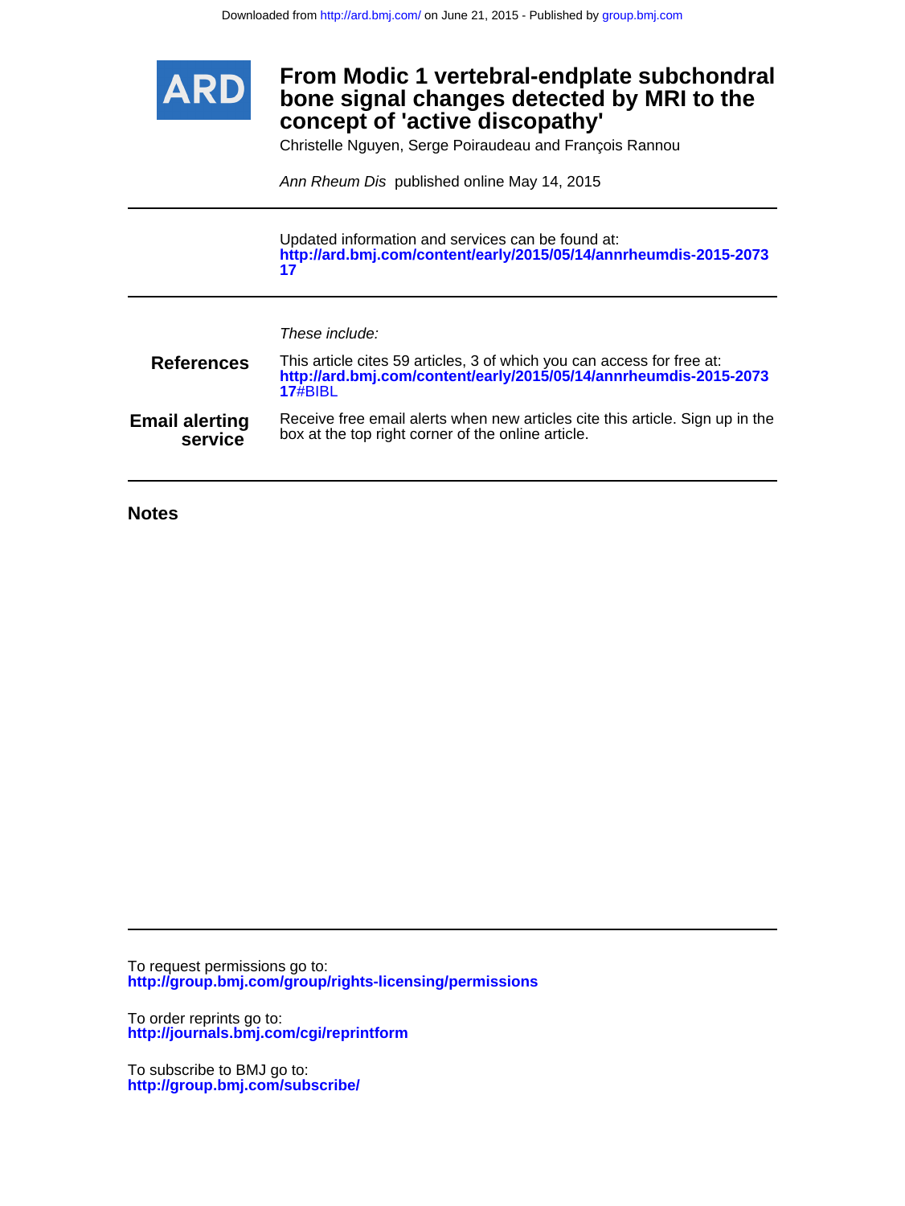Downloaded from http://ard.bmj.com/ on June 21, 2015 - Published by group.bmj.com

ARD

# From Modic 1 vertebral-endplate subchondral bone signal changes detected by MRI to the concept of 'active discopathy'

Christelle Nguyen, Serge Poiraudeau and François Rannou

*Ann Rheum Dis* published online May 14, 2015

Updated information and services can be found at:
**http://ard.bmj.com/content/early/2015/05/14/annrheumdis-2015-207317**

*These include:*

**References**

This article cites 59 articles, 3 of which you can access for free at:
**http://ard.bmj.com/content/early/2015/05/14/annrheumdis-2015-207317**#BIBL

**Email alerting service**

Receive free email alerts when new articles cite this article. Sign up in the box at the top right corner of the online article.

## Notes

To request permissions go to:
**http://group.bmj.com/group/rights-licensing/permissions**

To order reprints go to:
**http://journals.bmj.com/cgi/reprintform**

To subscribe to BMJ go to:
**http://group.bmj.com/subscribe/**